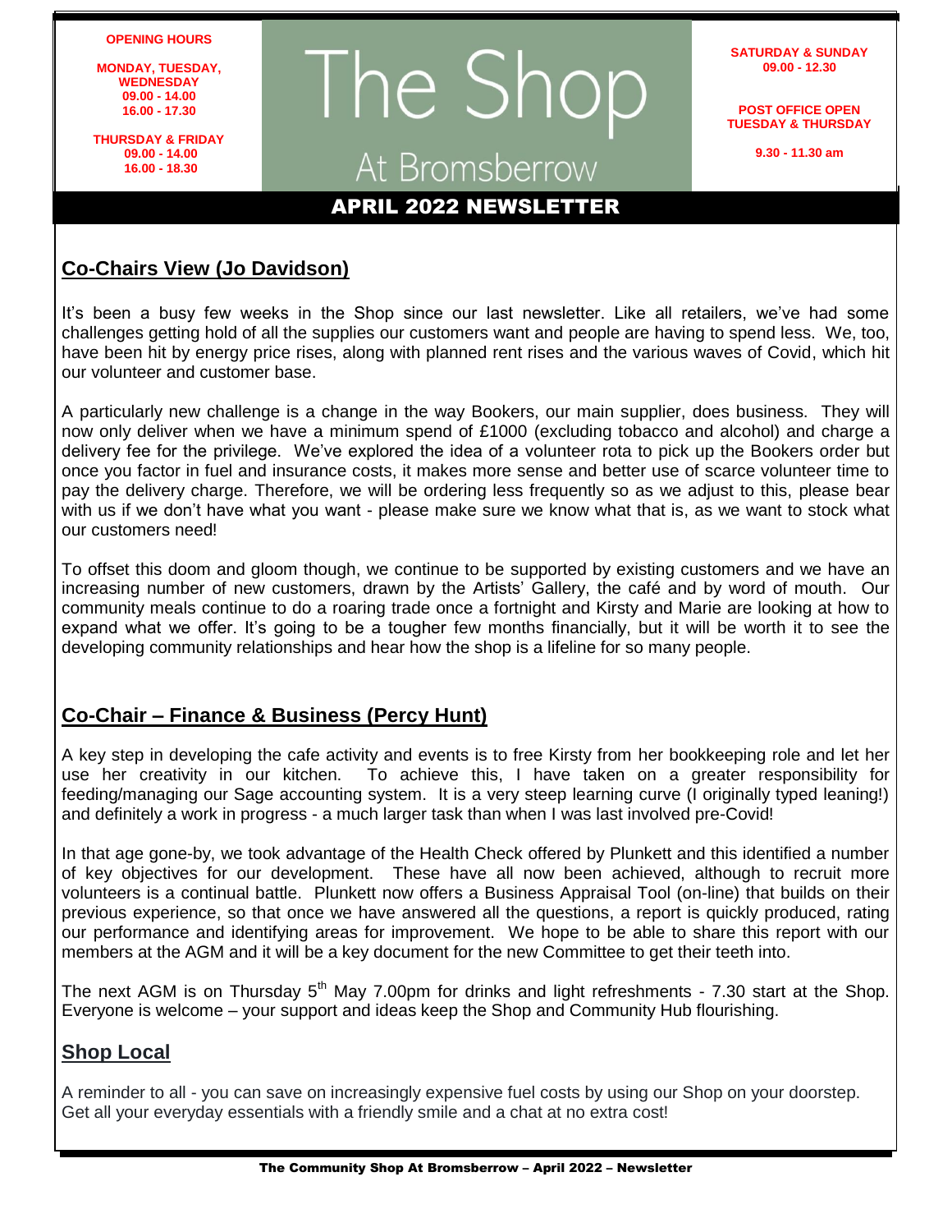**OPENING HOURS**

**MONDAY, TUESDAY, WEDNESDAY**
**09.00 - 14.00**
**16.00 - 17.30**

**THURSDAY & FRIDAY**
**09.00 - 14.00**
**16.00 - 18.30**

# The Shop

## At Bromsberrow

**SATURDAY & SUNDAY**
**09.00 - 12.30**

**POST OFFICE OPEN**
**TUESDAY & THURSDAY**

**9.30 - 11.30 am**

## APRIL 2022 NEWSLETTER

## Co-Chairs View (Jo Davidson)

It's been a busy few weeks in the Shop since our last newsletter. Like all retailers, we've had some challenges getting hold of all the supplies our customers want and people are having to spend less. We, too, have been hit by energy price rises, along with planned rent rises and the various waves of Covid, which hit our volunteer and customer base.

A particularly new challenge is a change in the way Bookers, our main supplier, does business. They will now only deliver when we have a minimum spend of £1000 (excluding tobacco and alcohol) and charge a delivery fee for the privilege. We've explored the idea of a volunteer rota to pick up the Bookers order but once you factor in fuel and insurance costs, it makes more sense and better use of scarce volunteer time to pay the delivery charge. Therefore, we will be ordering less frequently so as we adjust to this, please bear with us if we don't have what you want - please make sure we know what that is, as we want to stock what our customers need!

To offset this doom and gloom though, we continue to be supported by existing customers and we have an increasing number of new customers, drawn by the Artists' Gallery, the café and by word of mouth. Our community meals continue to do a roaring trade once a fortnight and Kirsty and Marie are looking at how to expand what we offer. It's going to be a tougher few months financially, but it will be worth it to see the developing community relationships and hear how the shop is a lifeline for so many people.

## Co-Chair – Finance & Business (Percy Hunt)

A key step in developing the cafe activity and events is to free Kirsty from her bookkeeping role and let her use her creativity in our kitchen. To achieve this, I have taken on a greater responsibility for feeding/managing our Sage accounting system. It is a very steep learning curve (I originally typed leaning!) and definitely a work in progress - a much larger task than when I was last involved pre-Covid!

In that age gone-by, we took advantage of the Health Check offered by Plunkett and this identified a number of key objectives for our development. These have all now been achieved, although to recruit more volunteers is a continual battle. Plunkett now offers a Business Appraisal Tool (on-line) that builds on their previous experience, so that once we have answered all the questions, a report is quickly produced, rating our performance and identifying areas for improvement. We hope to be able to share this report with our members at the AGM and it will be a key document for the new Committee to get their teeth into.

The next AGM is on Thursday 5th May 7.00pm for drinks and light refreshments - 7.30 start at the Shop. Everyone is welcome – your support and ideas keep the Shop and Community Hub flourishing.

## Shop Local

A reminder to all - you can save on increasingly expensive fuel costs by using our Shop on your doorstep. Get all your everyday essentials with a friendly smile and a chat at no extra cost!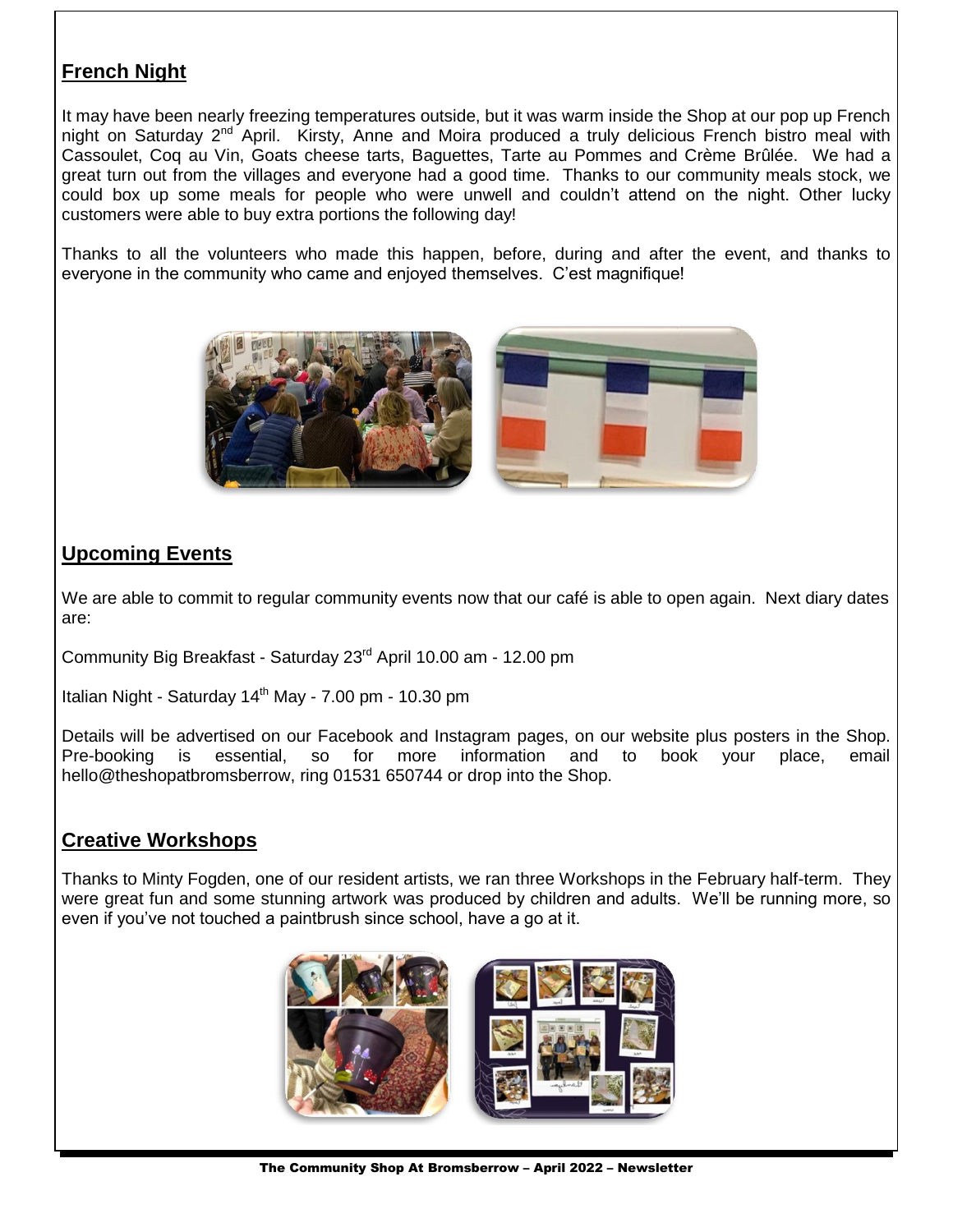## French Night

It may have been nearly freezing temperatures outside, but it was warm inside the Shop at our pop up French night on Saturday 2nd April. Kirsty, Anne and Moira produced a truly delicious French bistro meal with Cassoulet, Coq au Vin, Goats cheese tarts, Baguettes, Tarte au Pommes and Crème Brûlée. We had a great turn out from the villages and everyone had a good time. Thanks to our community meals stock, we could box up some meals for people who were unwell and couldn't attend on the night. Other lucky customers were able to buy extra portions the following day!

Thanks to all the volunteers who made this happen, before, during and after the event, and thanks to everyone in the community who came and enjoyed themselves. C'est magnifique!

## Upcoming Events

We are able to commit to regular community events now that our café is able to open again. Next diary dates are:

Community Big Breakfast - Saturday 23rd April 10.00 am - 12.00 pm

Italian Night - Saturday 14th May - 7.00 pm - 10.30 pm

Details will be advertised on our Facebook and Instagram pages, on our website plus posters in the Shop. Pre-booking is essential, so for more information and to book your place, email hello@theshopatbromsberrow, ring 01531 650744 or drop into the Shop.

## Creative Workshops

Thanks to Minty Fogden, one of our resident artists, we ran three Workshops in the February half-term. They were great fun and some stunning artwork was produced by children and adults. We'll be running more, so even if you've not touched a paintbrush since school, have a go at it.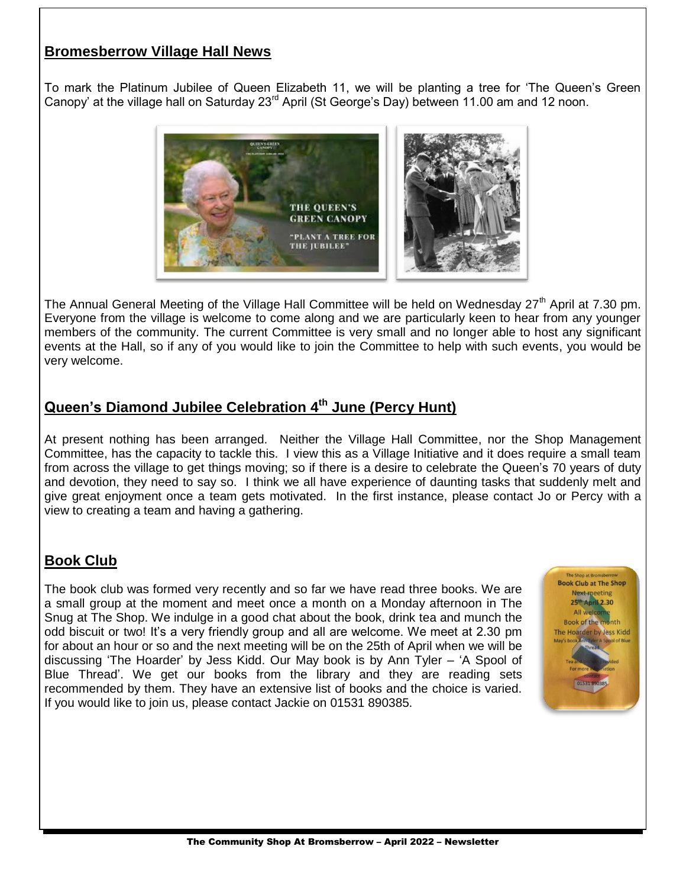## Bromesberrow Village Hall News

To mark the Platinum Jubilee of Queen Elizabeth 11, we will be planting a tree for 'The Queen's Green Canopy' at the village hall on Saturday 23rd April (St George's Day) between 11.00 am and 12 noon.

The Annual General Meeting of the Village Hall Committee will be held on Wednesday 27th April at 7.30 pm. Everyone from the village is welcome to come along and we are particularly keen to hear from any younger members of the community. The current Committee is very small and no longer able to host any significant events at the Hall, so if any of you would like to join the Committee to help with such events, you would be very welcome.

## Queen's Diamond Jubilee Celebration 4th June (Percy Hunt)

At present nothing has been arranged. Neither the Village Hall Committee, nor the Shop Management Committee, has the capacity to tackle this. I view this as a Village Initiative and it does require a small team from across the village to get things moving; so if there is a desire to celebrate the Queen's 70 years of duty and devotion, they need to say so. I think we all have experience of daunting tasks that suddenly melt and give great enjoyment once a team gets motivated. In the first instance, please contact Jo or Percy with a view to creating a team and having a gathering.

## Book Club

The book club was formed very recently and so far we have read three books. We are a small group at the moment and meet once a month on a Monday afternoon in The Snug at The Shop. We indulge in a good chat about the book, drink tea and munch the odd biscuit or two! It's a very friendly group and all are welcome. We meet at 2.30 pm for about an hour or so and the next meeting will be on the 25th of April when we will be discussing 'The Hoarder' by Jess Kidd. Our May book is by Ann Tyler – 'A Spool of Blue Thread'. We get our books from the library and they are reading sets recommended by them. They have an extensive list of books and the choice is varied. If you would like to join us, please contact Jackie on 01531 890385.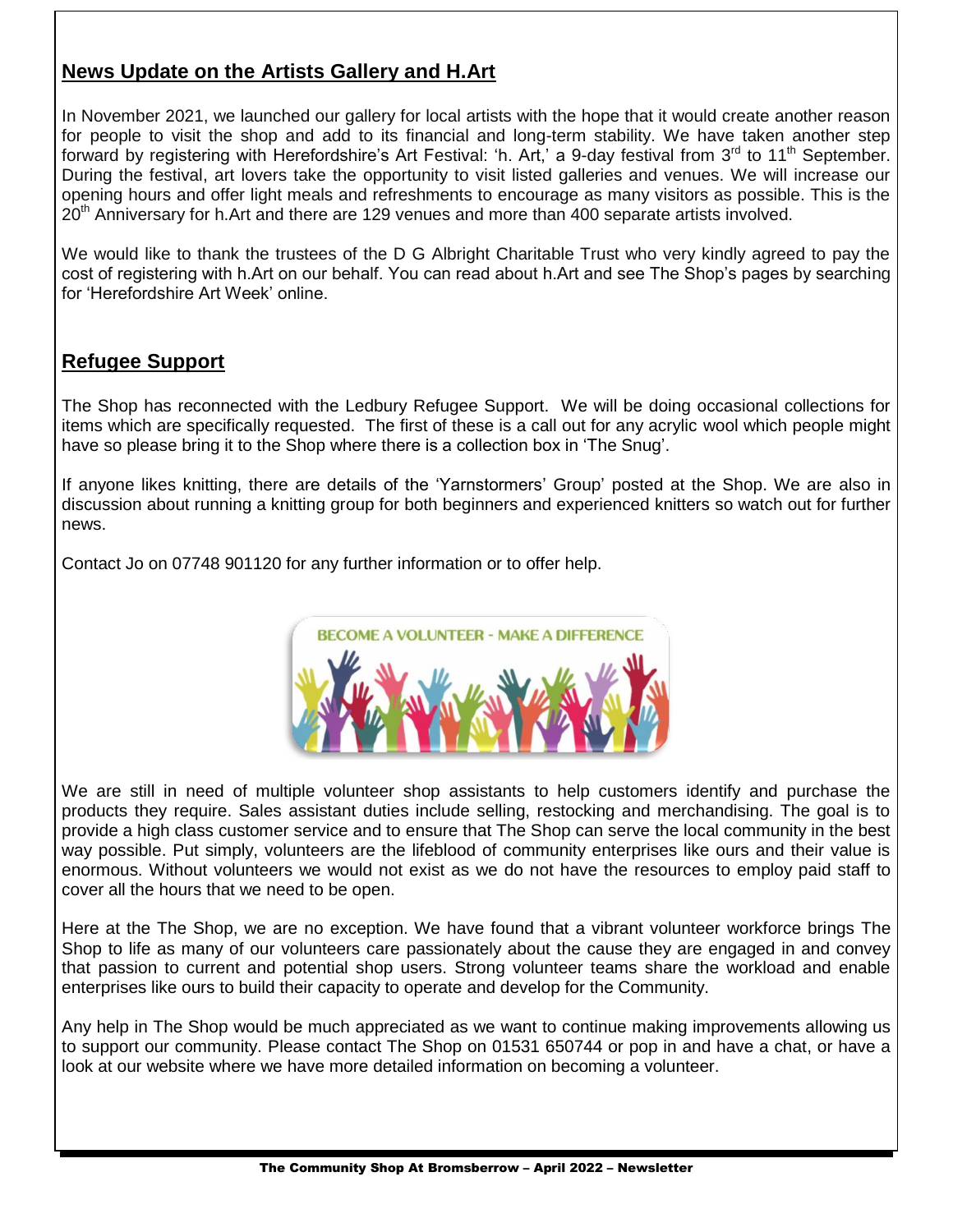## News Update on the Artists Gallery and H.Art

In November 2021, we launched our gallery for local artists with the hope that it would create another reason for people to visit the shop and add to its financial and long-term stability. We have taken another step forward by registering with Herefordshire's Art Festival: 'h. Art,' a 9-day festival from 3rd to 11th September. During the festival, art lovers take the opportunity to visit listed galleries and venues. We will increase our opening hours and offer light meals and refreshments to encourage as many visitors as possible. This is the 20th Anniversary for h.Art and there are 129 venues and more than 400 separate artists involved.

We would like to thank the trustees of the D G Albright Charitable Trust who very kindly agreed to pay the cost of registering with h.Art on our behalf. You can read about h.Art and see The Shop's pages by searching for 'Herefordshire Art Week' online.

## Refugee Support

The Shop has reconnected with the Ledbury Refugee Support. We will be doing occasional collections for items which are specifically requested. The first of these is a call out for any acrylic wool which people might have so please bring it to the Shop where there is a collection box in 'The Snug'.

If anyone likes knitting, there are details of the 'Yarnstormers' Group' posted at the Shop. We are also in discussion about running a knitting group for both beginners and experienced knitters so watch out for further news.

Contact Jo on 07748 901120 for any further information or to offer help.

BECOME A VOLUNTEER - MAKE A DIFFERENCE

We are still in need of multiple volunteer shop assistants to help customers identify and purchase the products they require. Sales assistant duties include selling, restocking and merchandising. The goal is to provide a high class customer service and to ensure that The Shop can serve the local community in the best way possible. Put simply, volunteers are the lifeblood of community enterprises like ours and their value is enormous. Without volunteers we would not exist as we do not have the resources to employ paid staff to cover all the hours that we need to be open.

Here at the The Shop, we are no exception. We have found that a vibrant volunteer workforce brings The Shop to life as many of our volunteers care passionately about the cause they are engaged in and convey that passion to current and potential shop users. Strong volunteer teams share the workload and enable enterprises like ours to build their capacity to operate and develop for the Community.

Any help in The Shop would be much appreciated as we want to continue making improvements allowing us to support our community. Please contact The Shop on 01531 650744 or pop in and have a chat, or have a look at our website where we have more detailed information on becoming a volunteer.